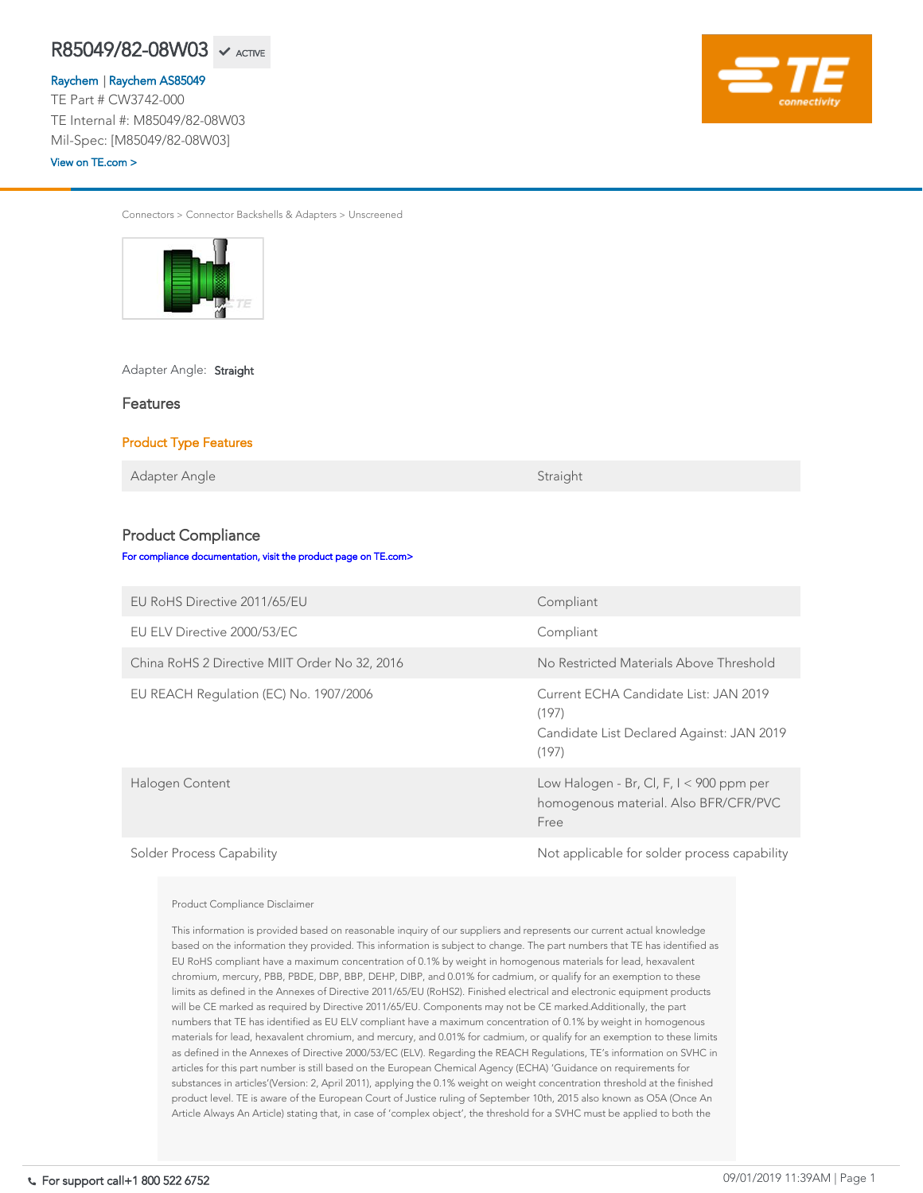# R85049/82-08W03 ✔ ACTIVE

Raychem | Raychem AS85049
TE Part # CW3742-000
TE Internal #: M85049/82-08W03
Mil-Spec: [M85049/82-08W03]
View on TE.com >

Connectors > Connector Backshells & Adapters > Unscreened

Adapter Angle: **Straight**

## Features

### Product Type Features

| Adapter Angle | Straight |
|---|---|

## Product Compliance

For compliance documentation, visit the product page on TE.com>

| | |
|---|---|
| EU RoHS Directive 2011/65/EU | Compliant |
| EU ELV Directive 2000/53/EC | Compliant |
| China RoHS 2 Directive MIIT Order No 32, 2016 | No Restricted Materials Above Threshold |
| EU REACH Regulation (EC) No. 1907/2006 | Current ECHA Candidate List: JAN 2019 (197)<br>Candidate List Declared Against: JAN 2019 (197) |
| Halogen Content | Low Halogen - Br, Cl, F, I < 900 ppm per homogenous material. Also BFR/CFR/PVC Free |
| Solder Process Capability | Not applicable for solder process capability |

Product Compliance Disclaimer

This information is provided based on reasonable inquiry of our suppliers and represents our current actual knowledge based on the information they provided. This information is subject to change. The part numbers that TE has identified as EU RoHS compliant have a maximum concentration of 0.1% by weight in homogenous materials for lead, hexavalent chromium, mercury, PBB, PBDE, DBP, BBP, DEHP, DIBP, and 0.01% for cadmium, or qualify for an exemption to these limits as defined in the Annexes of Directive 2011/65/EU (RoHS2). Finished electrical and electronic equipment products will be CE marked as required by Directive 2011/65/EU. Components may not be CE marked.Additionally, the part numbers that TE has identified as EU ELV compliant have a maximum concentration of 0.1% by weight in homogenous materials for lead, hexavalent chromium, and mercury, and 0.01% for cadmium, or qualify for an exemption to these limits as defined in the Annexes of Directive 2000/53/EC (ELV). Regarding the REACH Regulations, TE's information on SVHC in articles for this part number is still based on the European Chemical Agency (ECHA) 'Guidance on requirements for substances in articles'(Version: 2, April 2011), applying the 0.1% weight on weight concentration threshold at the finished product level. TE is aware of the European Court of Justice ruling of September 10th, 2015 also known as O5A (Once An Article Always An Article) stating that, in case of 'complex object', the threshold for a SVHC must be applied to both the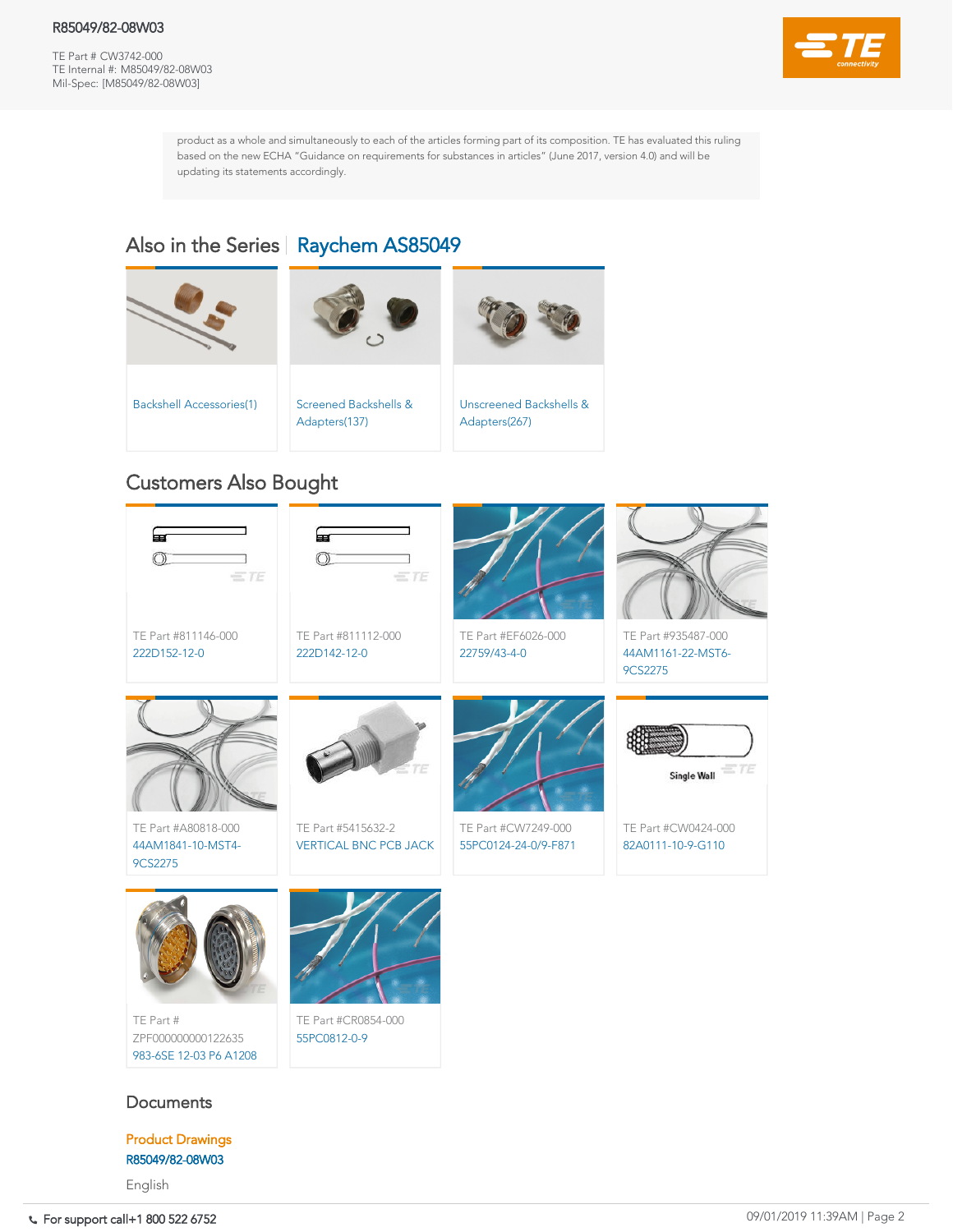product as a whole and simultaneously to each of the articles forming part of its composition. TE has evaluated this ruling based on the new ECHA "Guidance on requirements for substances in articles" (June 2017, version 4.0) and will be updating its statements accordingly.

## Also in the Series | Raychem AS85049

- Backshell Accessories(1)
- Screened Backshells & Adapters(137)
- Unscreened Backshells & Adapters(267)

## Customers Also Bought

- TE Part #811146-000
  222D152-12-0
- TE Part #811112-000
  222D142-12-0
- TE Part #EF6026-000
  22759/43-4-0
- TE Part #935487-000
  44AM1161-22-MST6-9CS2275
- TE Part #A80818-000
  44AM1841-10-MST4-9CS2275
- TE Part #5415632-2
  VERTICAL BNC PCB JACK
- TE Part #CW7249-000
  55PC0124-24-0/9-F871
- TE Part #CW0424-000
  82A0111-10-9-G110
- TE Part # ZPF000000000122635
  983-6SE 12-03 P6 A1208
- TE Part #CR0854-000
  55PC0812-0-9

## Documents

**Product Drawings**

R85049/82-08W03

English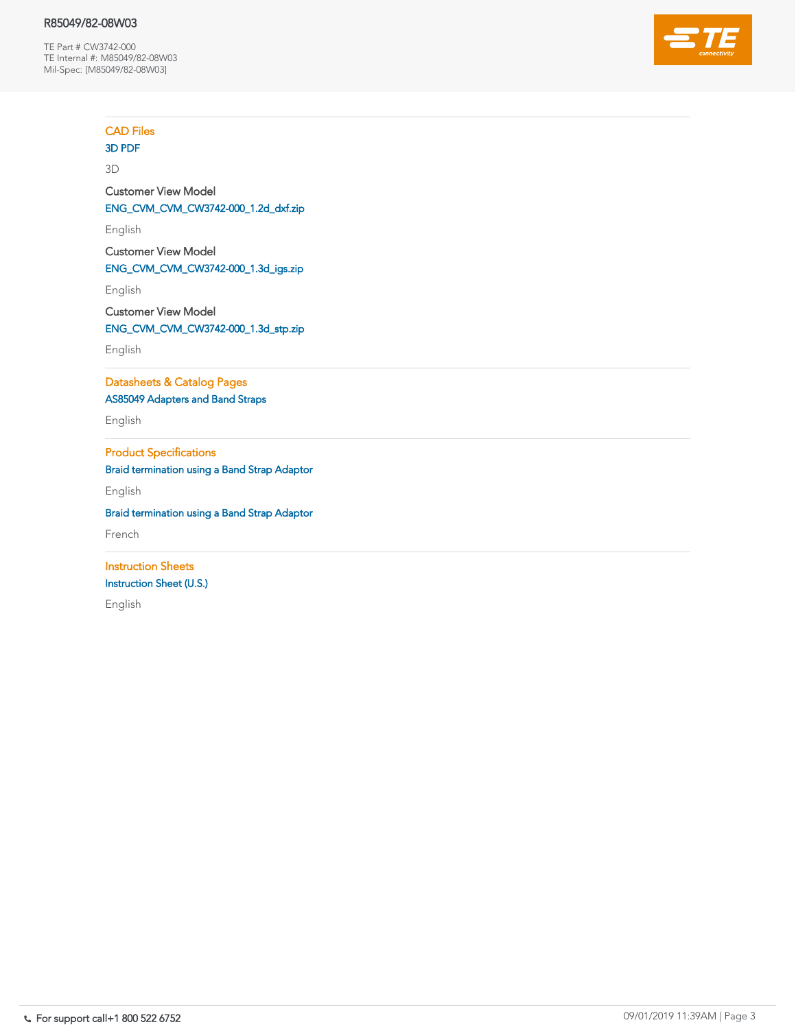## CAD Files

3D PDF

3D

Customer View Model

ENG_CVM_CVM_CW3742-000_1.2d_dxf.zip

English

Customer View Model

ENG_CVM_CVM_CW3742-000_1.3d_igs.zip

English

Customer View Model

ENG_CVM_CVM_CW3742-000_1.3d_stp.zip

English

## Datasheets & Catalog Pages

AS85049 Adapters and Band Straps

English

## Product Specifications

Braid termination using a Band Strap Adaptor

English

Braid termination using a Band Strap Adaptor

French

## Instruction Sheets

Instruction Sheet (U.S.)

English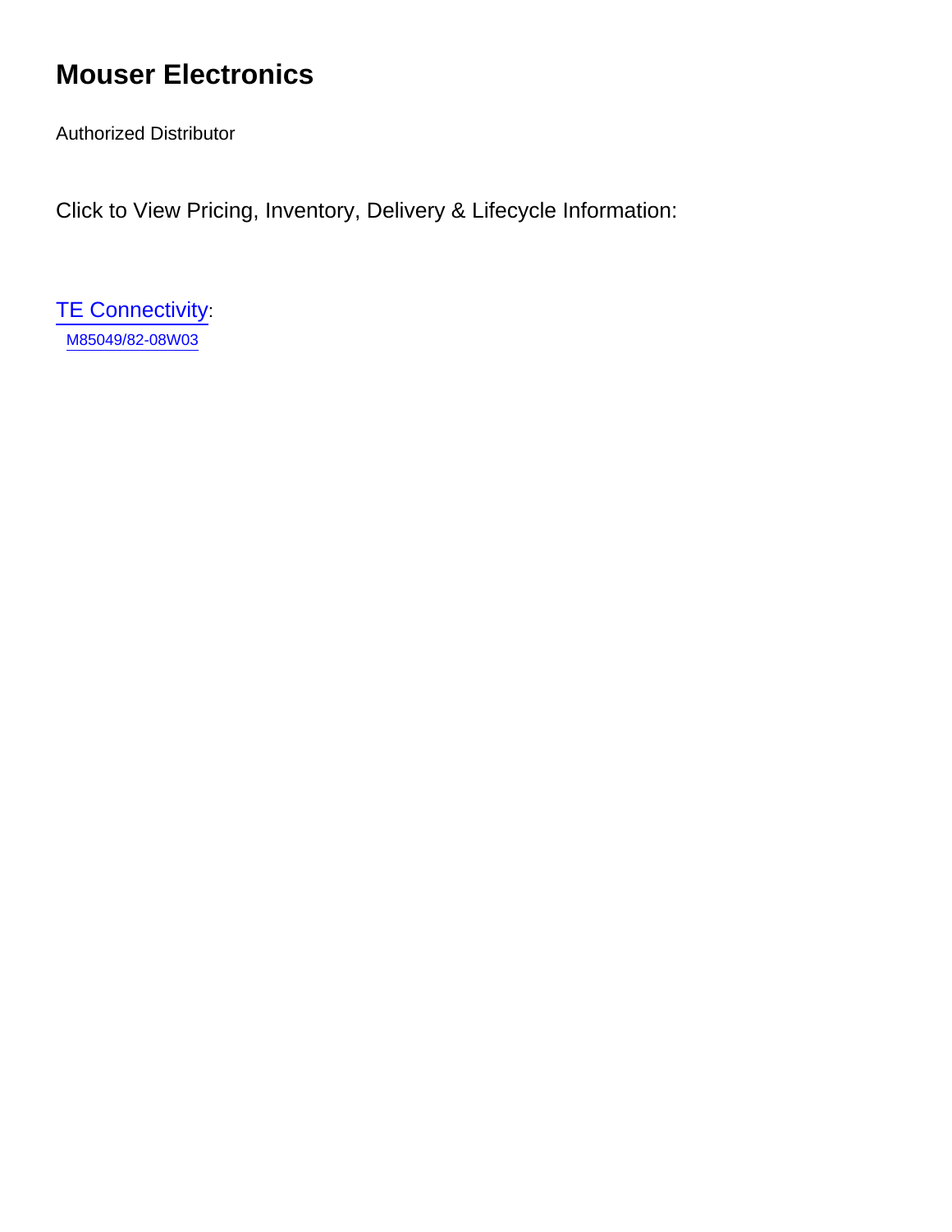# Mouser Electronics

Authorized Distributor

Click to View Pricing, Inventory, Delivery & Lifecycle Information:

TE Connectivity:

M85049/82-08W03